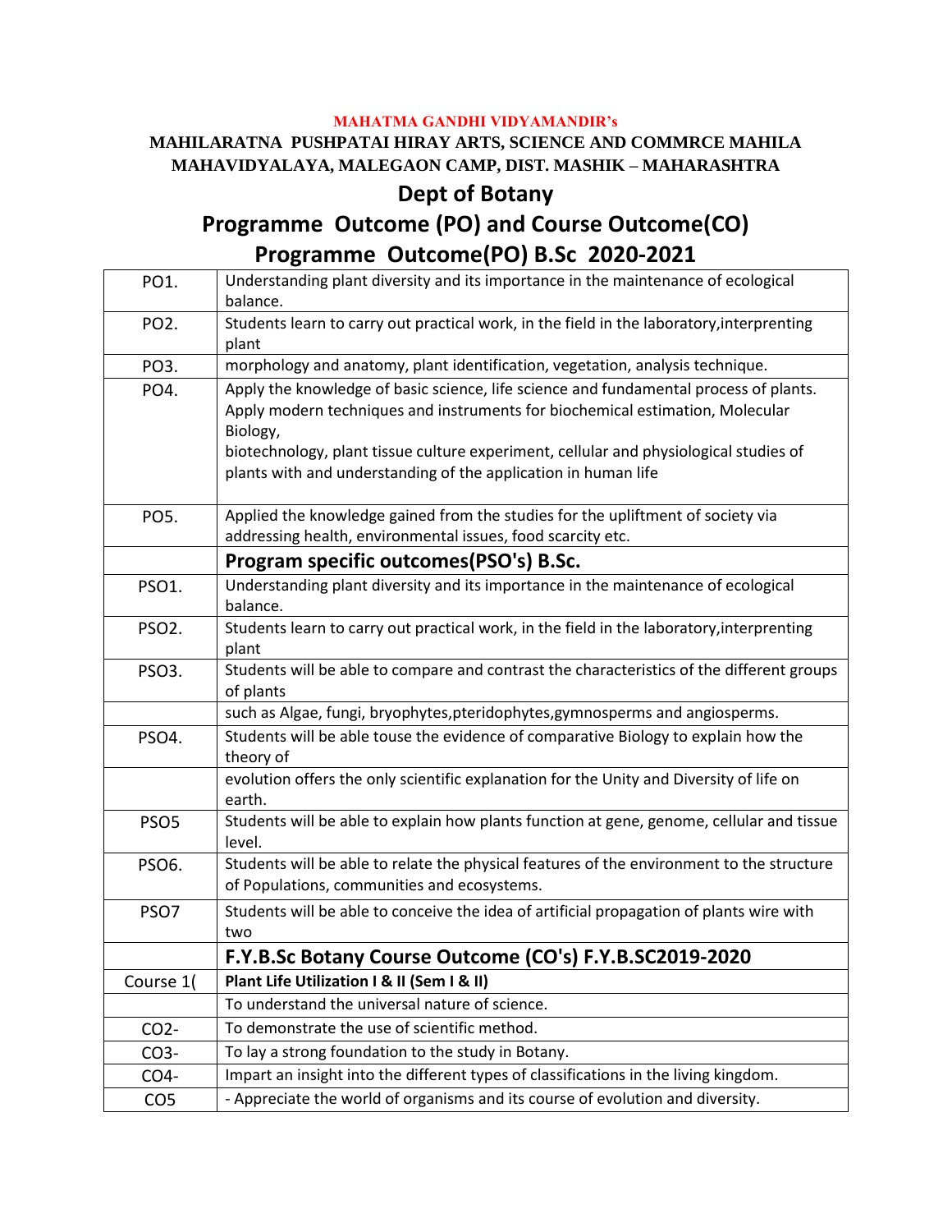**MAHATMA GANDHI VIDYAMANDIR's**

**MAHILARATNA PUSHPATAI HIRAY ARTS, SCIENCE AND COMMRCE MAHILA MAHAVIDYALAYA, MALEGAON CAMP, DIST. MASHIK – MAHARASHTRA**

# Dept of Botany

# Programme Outcome (PO) and Course Outcome(CO)

## Programme Outcome(PO) B.Sc 2020-2021

| | |
|---|---|
| PO1. | Understanding plant diversity and its importance in the maintenance of ecological balance. |
| PO2. | Students learn to carry out practical work, in the field in the laboratory,interprenting plant |
| PO3. | morphology and anatomy, plant identification, vegetation, analysis technique. |
| PO4. | Apply the knowledge of basic science, life science and fundamental process of plants. Apply modern techniques and instruments for biochemical estimation, Molecular Biology, biotechnology, plant tissue culture experiment, cellular and physiological studies of plants with and understanding of the application in human life |
| PO5. | Applied the knowledge gained from the studies for the upliftment of society via addressing health, environmental issues, food scarcity etc. |
| | **Program specific outcomes(PSO's) B.Sc.** |
| PSO1. | Understanding plant diversity and its importance in the maintenance of ecological balance. |
| PSO2. | Students learn to carry out practical work, in the field in the laboratory,interprenting plant |
| PSO3. | Students will be able to compare and contrast the characteristics of the different groups of plants |
| | such as Algae, fungi, bryophytes,pteridophytes,gymnosperms and angiosperms. |
| PSO4. | Students will be able touse the evidence of comparative Biology to explain how the theory of |
| | evolution offers the only scientific explanation for the Unity and Diversity of life on earth. |
| PSO5 | Students will be able to explain how plants function at gene, genome, cellular and tissue level. |
| PSO6. | Students will be able to relate the physical features of the environment to the structure of Populations, communities and ecosystems. |
| PSO7 | Students will be able to conceive the idea of artificial propagation of plants wire with two |
| | **F.Y.B.Sc Botany Course Outcome (CO's) F.Y.B.SC2019-2020** |
| Course 1( | **Plant Life Utilization I & II (Sem I & II)** |
| | To understand the universal nature of science. |
| CO2- | To demonstrate the use of scientific method. |
| CO3- | To lay a strong foundation to the study in Botany. |
| CO4- | Impart an insight into the different types of classifications in the living kingdom. |
| CO5 | - Appreciate the world of organisms and its course of evolution and diversity. |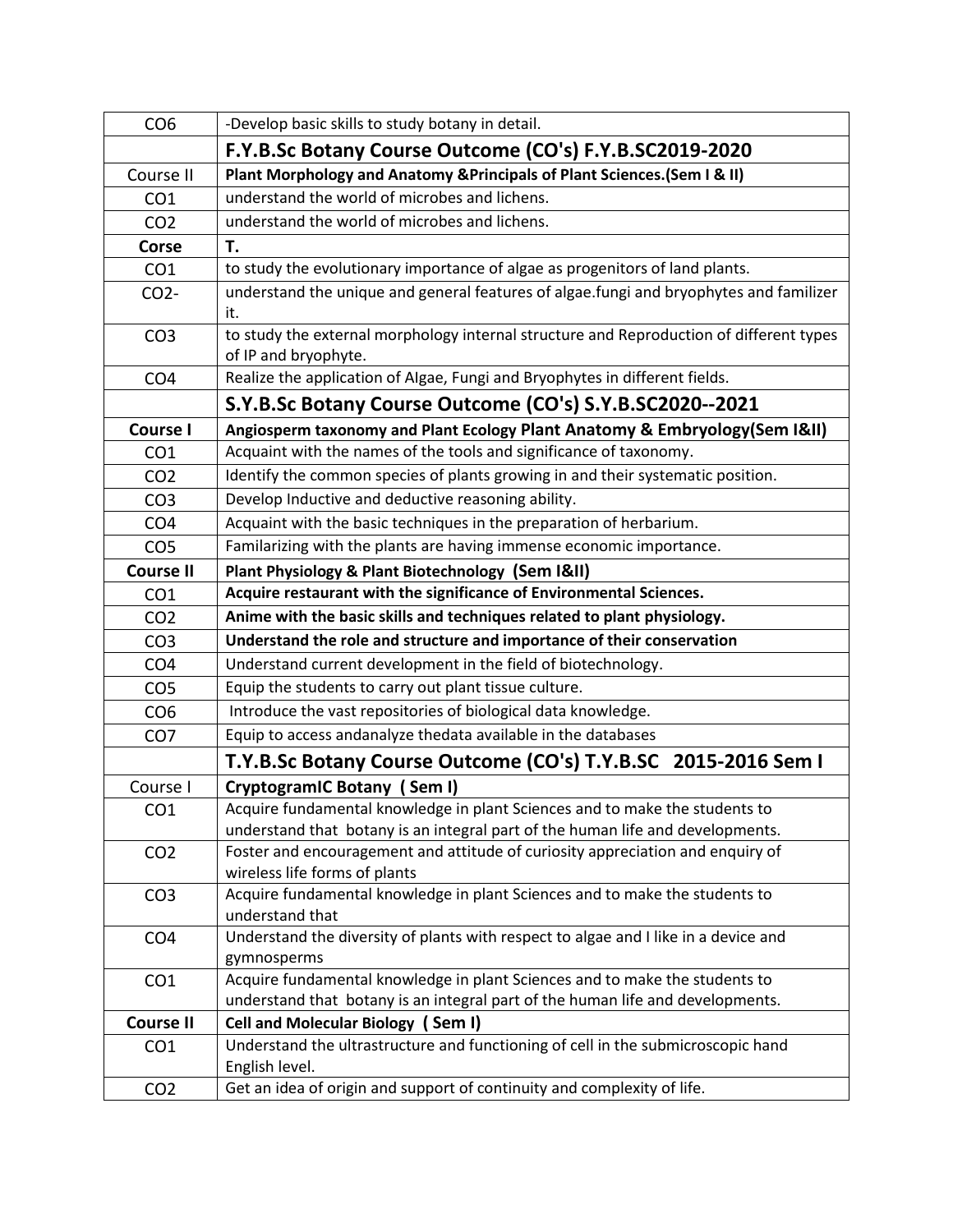| CO6 | -Develop basic skills to study botany in detail. |
|---|---|
| | **F.Y.B.Sc Botany Course Outcome (CO's) F.Y.B.SC2019-2020** |
| Course II | **Plant Morphology and Anatomy &Principals of Plant Sciences.(Sem I & II)** |
| CO1 | understand the world of microbes and lichens. |
| CO2 | understand the world of microbes and lichens. |
| **Corse** | **T.** |
| CO1 | to study the evolutionary importance of algae as progenitors of land plants. |
| CO2- | understand the unique and general features of algae.fungi and bryophytes and familizer it. |
| CO3 | to study the external morphology internal structure and Reproduction of different types of IP and bryophyte. |
| CO4 | Realize the application of Algae, Fungi and Bryophytes in different fields. |
| | **S.Y.B.Sc Botany Course Outcome (CO's) S.Y.B.SC2020--2021** |
| **Course I** | **Angiosperm taxonomy and Plant Ecology Plant Anatomy & Embryology(Sem I&II)** |
| CO1 | Acquaint with the names of the tools and significance of taxonomy. |
| CO2 | Identify the common species of plants growing in and their systematic position. |
| CO3 | Develop Inductive and deductive reasoning ability. |
| CO4 | Acquaint with the basic techniques in the preparation of herbarium. |
| CO5 | Familarizing with the plants are having immense economic importance. |
| **Course II** | **Plant Physiology & Plant Biotechnology (Sem I&II)** |
| CO1 | **Acquire restaurant with the significance of Environmental Sciences.** |
| CO2 | **Anime with the basic skills and techniques related to plant physiology.** |
| CO3 | **Understand the role and structure and importance of their conservation** |
| CO4 | Understand current development in the field of biotechnology. |
| CO5 | Equip the students to carry out plant tissue culture. |
| CO6 | Introduce the vast repositories of biological data knowledge. |
| CO7 | Equip to access andanalyze thedata available in the databases |
| | **T.Y.B.Sc Botany Course Outcome (CO's) T.Y.B.SC 2015-2016 Sem I** |
| Course I | **CryptogramIC Botany ( Sem I)** |
| CO1 | Acquire fundamental knowledge in plant Sciences and to make the students to understand that botany is an integral part of the human life and developments. |
| CO2 | Foster and encouragement and attitude of curiosity appreciation and enquiry of wireless life forms of plants |
| CO3 | Acquire fundamental knowledge in plant Sciences and to make the students to understand that |
| CO4 | Understand the diversity of plants with respect to algae and I like in a device and gymnosperms |
| CO1 | Acquire fundamental knowledge in plant Sciences and to make the students to understand that botany is an integral part of the human life and developments. |
| **Course II** | **Cell and Molecular Biology ( Sem I)** |
| CO1 | Understand the ultrastructure and functioning of cell in the submicroscopic hand English level. |
| CO2 | Get an idea of origin and support of continuity and complexity of life. |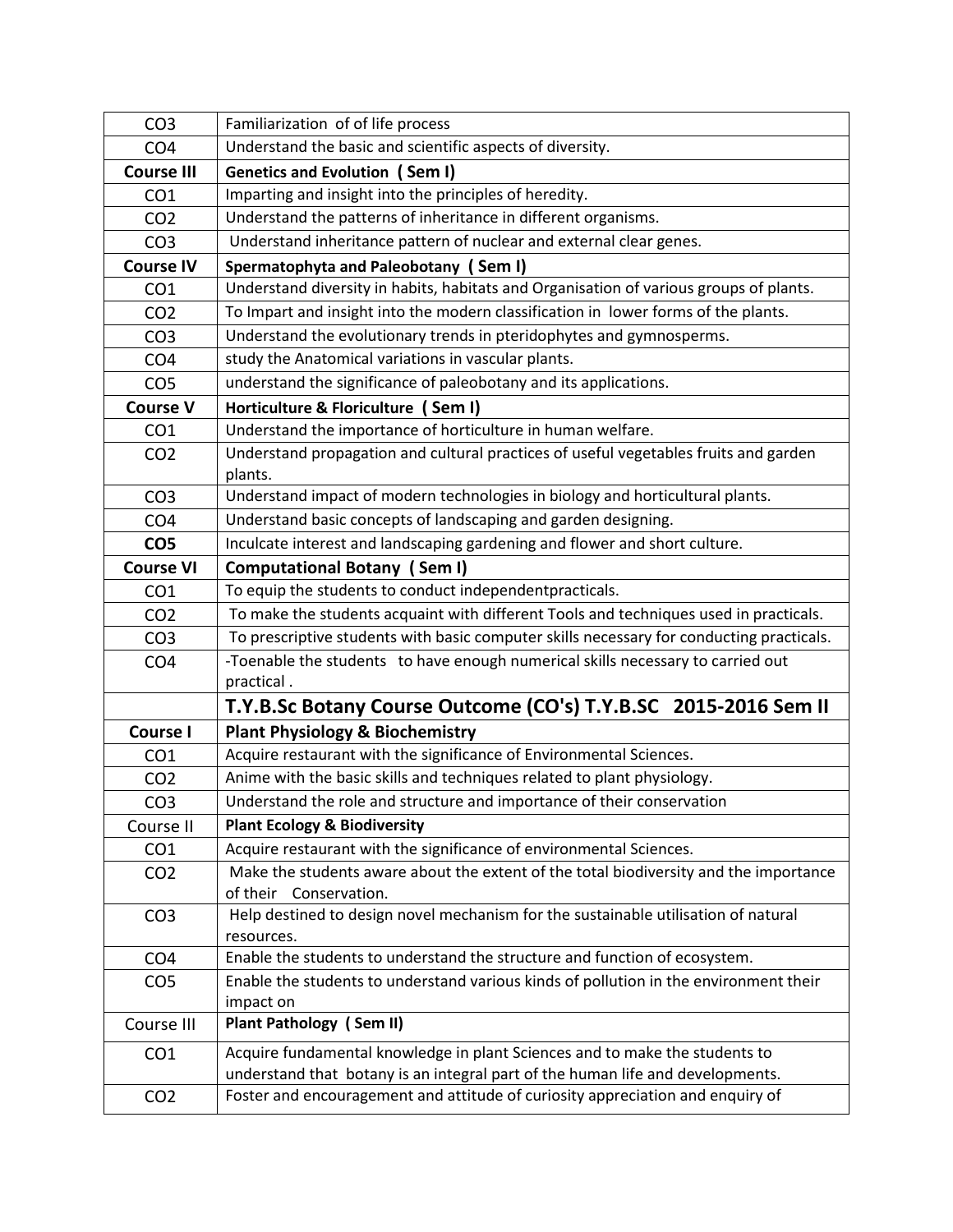| | |
|---|---|
| CO3 | Familiarization of of life process |
| CO4 | Understand the basic and scientific aspects of diversity. |
| **Course III** | **Genetics and Evolution ( Sem I)** |
| CO1 | Imparting and insight into the principles of heredity. |
| CO2 | Understand the patterns of inheritance in different organisms. |
| CO3 | Understand inheritance pattern of nuclear and external clear genes. |
| **Course IV** | **Spermatophyta and Paleobotany ( Sem I)** |
| CO1 | Understand diversity in habits, habitats and Organisation of various groups of plants. |
| CO2 | To Impart and insight into the modern classification in lower forms of the plants. |
| CO3 | Understand the evolutionary trends in pteridophytes and gymnosperms. |
| CO4 | study the Anatomical variations in vascular plants. |
| CO5 | understand the significance of paleobotany and its applications. |
| **Course V** | **Horticulture & Floriculture ( Sem I)** |
| CO1 | Understand the importance of horticulture in human welfare. |
| CO2 | Understand propagation and cultural practices of useful vegetables fruits and garden plants. |
| CO3 | Understand impact of modern technologies in biology and horticultural plants. |
| CO4 | Understand basic concepts of landscaping and garden designing. |
| **CO5** | Inculcate interest and landscaping gardening and flower and short culture. |
| **Course VI** | **Computational Botany ( Sem I)** |
| CO1 | To equip the students to conduct independentpracticals. |
| CO2 | To make the students acquaint with different Tools and techniques used in practicals. |
| CO3 | To prescriptive students with basic computer skills necessary for conducting practicals. |
| CO4 | -Toenable the students to have enough numerical skills necessary to carried out practical . |
| | **T.Y.B.Sc Botany Course Outcome (CO's) T.Y.B.SC 2015-2016 Sem II** |
| **Course I** | **Plant Physiology & Biochemistry** |
| CO1 | Acquire restaurant with the significance of Environmental Sciences. |
| CO2 | Anime with the basic skills and techniques related to plant physiology. |
| CO3 | Understand the role and structure and importance of their conservation |
| Course II | **Plant Ecology & Biodiversity** |
| CO1 | Acquire restaurant with the significance of environmental Sciences. |
| CO2 | Make the students aware about the extent of the total biodiversity and the importance of their Conservation. |
| CO3 | Help destined to design novel mechanism for the sustainable utilisation of natural resources. |
| CO4 | Enable the students to understand the structure and function of ecosystem. |
| CO5 | Enable the students to understand various kinds of pollution in the environment their impact on |
| Course III | **Plant Pathology ( Sem II)** |
| CO1 | Acquire fundamental knowledge in plant Sciences and to make the students to understand that botany is an integral part of the human life and developments. |
| CO2 | Foster and encouragement and attitude of curiosity appreciation and enquiry of |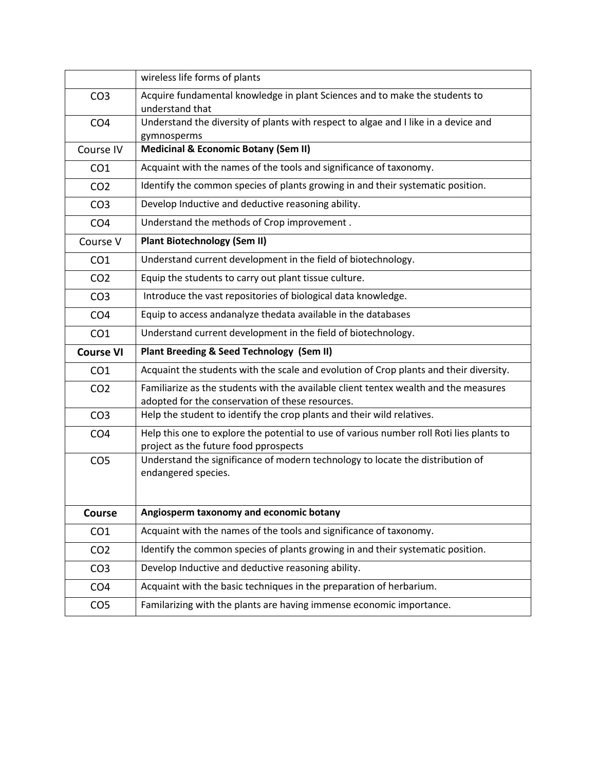| | |
|---|---|
| | wireless life forms of plants |
| CO3 | Acquire fundamental knowledge in plant Sciences and to make the students to understand that |
| CO4 | Understand the diversity of plants with respect to algae and I like in a device and gymnosperms |
| Course IV | **Medicinal & Economic Botany (Sem II)** |
| CO1 | Acquaint with the names of the tools and significance of taxonomy. |
| CO2 | Identify the common species of plants growing in and their systematic position. |
| CO3 | Develop Inductive and deductive reasoning ability. |
| CO4 | Understand the methods of Crop improvement . |
| Course V | **Plant Biotechnology (Sem II)** |
| CO1 | Understand current development in the field of biotechnology. |
| CO2 | Equip the students to carry out plant tissue culture. |
| CO3 | Introduce the vast repositories of biological data knowledge. |
| CO4 | Equip to access andanalyze thedata available in the databases |
| CO1 | Understand current development in the field of biotechnology. |
| **Course VI** | **Plant Breeding & Seed Technology (Sem II)** |
| CO1 | Acquaint the students with the scale and evolution of Crop plants and their diversity. |
| CO2 | Familiarize as the students with the available client tentex wealth and the measures adopted for the conservation of these resources. |
| CO3 | Help the student to identify the crop plants and their wild relatives. |
| CO4 | Help this one to explore the potential to use of various number roll Roti lies plants to project as the future food pprospects |
| CO5 | Understand the significance of modern technology to locate the distribution of endangered species. |
| **Course** | **Angiosperm taxonomy and economic botany** |
| CO1 | Acquaint with the names of the tools and significance of taxonomy. |
| CO2 | Identify the common species of plants growing in and their systematic position. |
| CO3 | Develop Inductive and deductive reasoning ability. |
| CO4 | Acquaint with the basic techniques in the preparation of herbarium. |
| CO5 | Familarizing with the plants are having immense economic importance. |